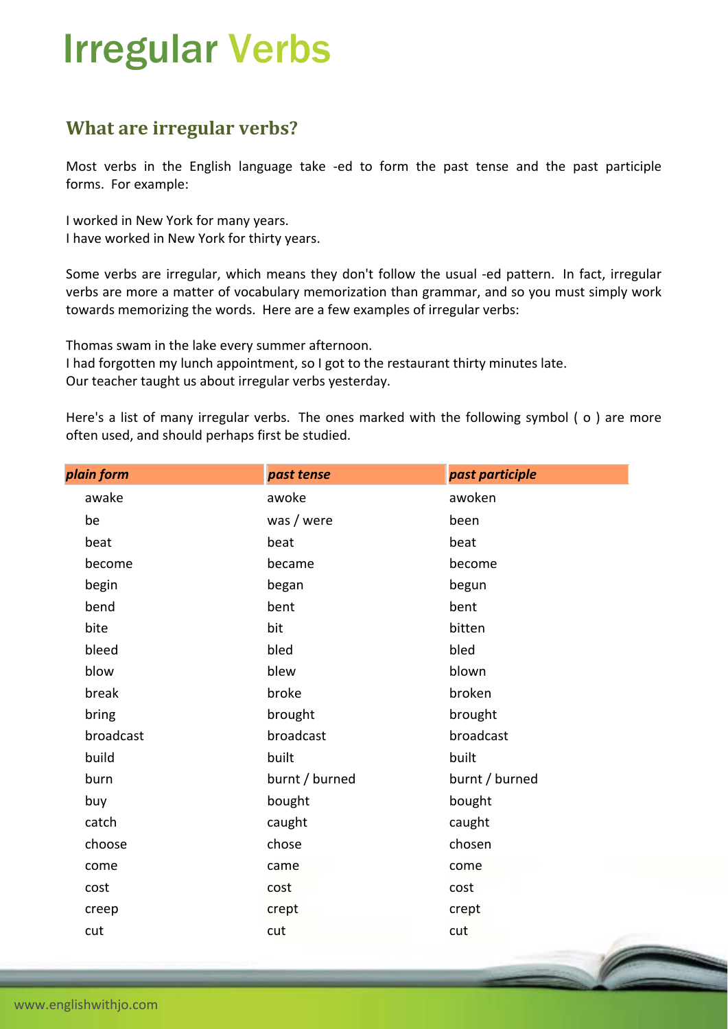# Irregular Verbs

## What are irregular verbs?

Most verbs in the English language take -ed to form the past tense and the past participle forms. For example:

I worked in New York for many years.
I have worked in New York for thirty years.

Some verbs are irregular, which means they don't follow the usual -ed pattern. In fact, irregular verbs are more a matter of vocabulary memorization than grammar, and so you must simply work towards memorizing the words. Here are a few examples of irregular verbs:

Thomas swam in the lake every summer afternoon.
I had forgotten my lunch appointment, so I got to the restaurant thirty minutes late.
Our teacher taught us about irregular verbs yesterday.

Here's a list of many irregular verbs. The ones marked with the following symbol ( o ) are more often used, and should perhaps first be studied.

| *plain form* | *past tense* | *past participle* |
|---|---|---|
| awake | awoke | awoken |
| be | was / were | been |
| beat | beat | beat |
| become | became | become |
| begin | began | begun |
| bend | bent | bent |
| bite | bit | bitten |
| bleed | bled | bled |
| blow | blew | blown |
| break | broke | broken |
| bring | brought | brought |
| broadcast | broadcast | broadcast |
| build | built | built |
| burn | burnt / burned | burnt / burned |
| buy | bought | bought |
| catch | caught | caught |
| choose | chose | chosen |
| come | came | come |
| cost | cost | cost |
| creep | crept | crept |
| cut | cut | cut |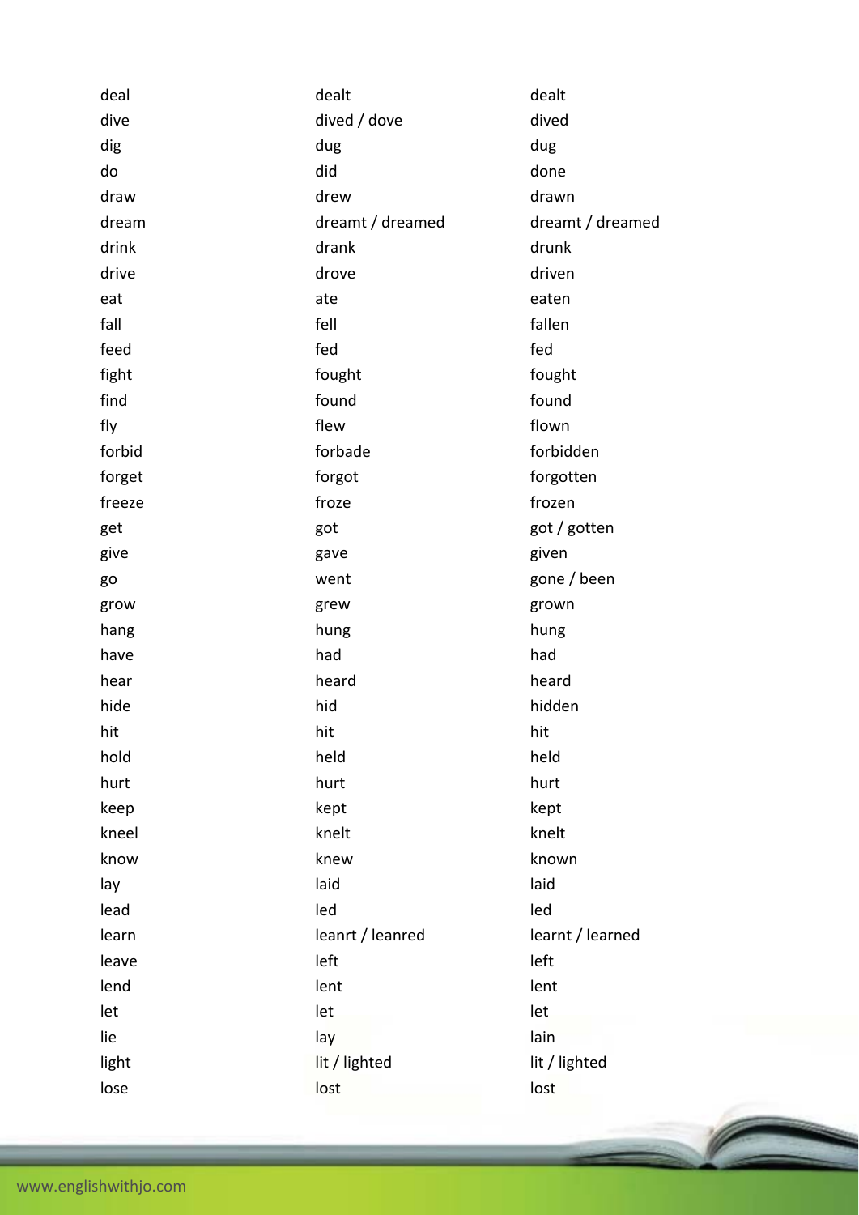| | | |
|---|---|---|
| deal | dealt | dealt |
| dive | dived / dove | dived |
| dig | dug | dug |
| do | did | done |
| draw | drew | drawn |
| dream | dreamt / dreamed | dreamt / dreamed |
| drink | drank | drunk |
| drive | drove | driven |
| eat | ate | eaten |
| fall | fell | fallen |
| feed | fed | fed |
| fight | fought | fought |
| find | found | found |
| fly | flew | flown |
| forbid | forbade | forbidden |
| forget | forgot | forgotten |
| freeze | froze | frozen |
| get | got | got / gotten |
| give | gave | given |
| go | went | gone / been |
| grow | grew | grown |
| hang | hung | hung |
| have | had | had |
| hear | heard | heard |
| hide | hid | hidden |
| hit | hit | hit |
| hold | held | held |
| hurt | hurt | hurt |
| keep | kept | kept |
| kneel | knelt | knelt |
| know | knew | known |
| lay | laid | laid |
| lead | led | led |
| learn | leanrt / leanred | learnt / learned |
| leave | left | left |
| lend | lent | lent |
| let | let | let |
| lie | lay | lain |
| light | lit / lighted | lit / lighted |
| lose | lost | lost |

www.englishwithjo.com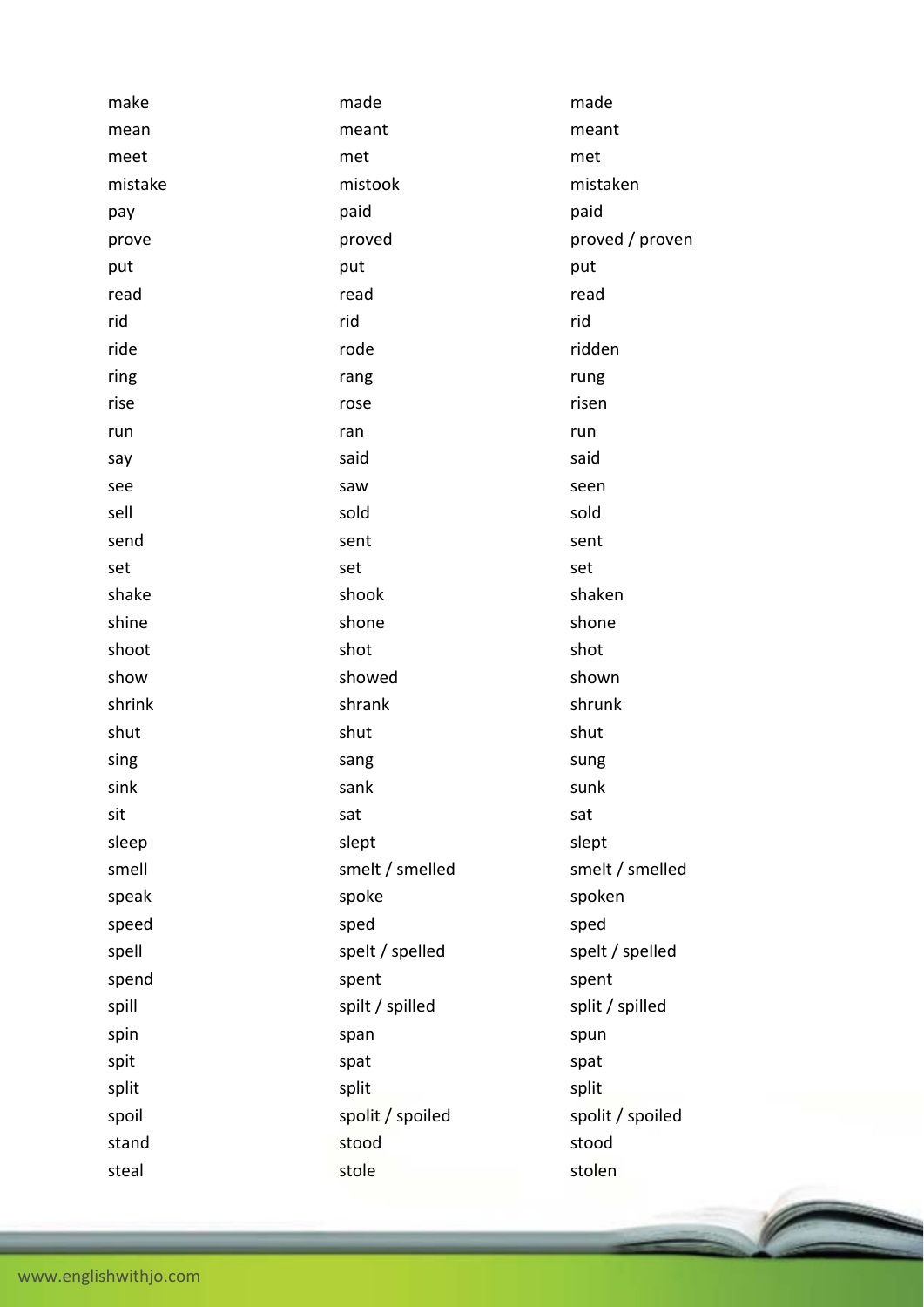| | | |
|---|---|---|
| make | made | made |
| mean | meant | meant |
| meet | met | met |
| mistake | mistook | mistaken |
| pay | paid | paid |
| prove | proved | proved / proven |
| put | put | put |
| read | read | read |
| rid | rid | rid |
| ride | rode | ridden |
| ring | rang | rung |
| rise | rose | risen |
| run | ran | run |
| say | said | said |
| see | saw | seen |
| sell | sold | sold |
| send | sent | sent |
| set | set | set |
| shake | shook | shaken |
| shine | shone | shone |
| shoot | shot | shot |
| show | showed | shown |
| shrink | shrank | shrunk |
| shut | shut | shut |
| sing | sang | sung |
| sink | sank | sunk |
| sit | sat | sat |
| sleep | slept | slept |
| smell | smelt / smelled | smelt / smelled |
| speak | spoke | spoken |
| speed | sped | sped |
| spell | spelt / spelled | spelt / spelled |
| spend | spent | spent |
| spill | spilt / spilled | split / spilled |
| spin | span | spun |
| spit | spat | spat |
| split | split | split |
| spoil | spoilt / spoiled | spoilt / spoiled |
| stand | stood | stood |
| steal | stole | stolen |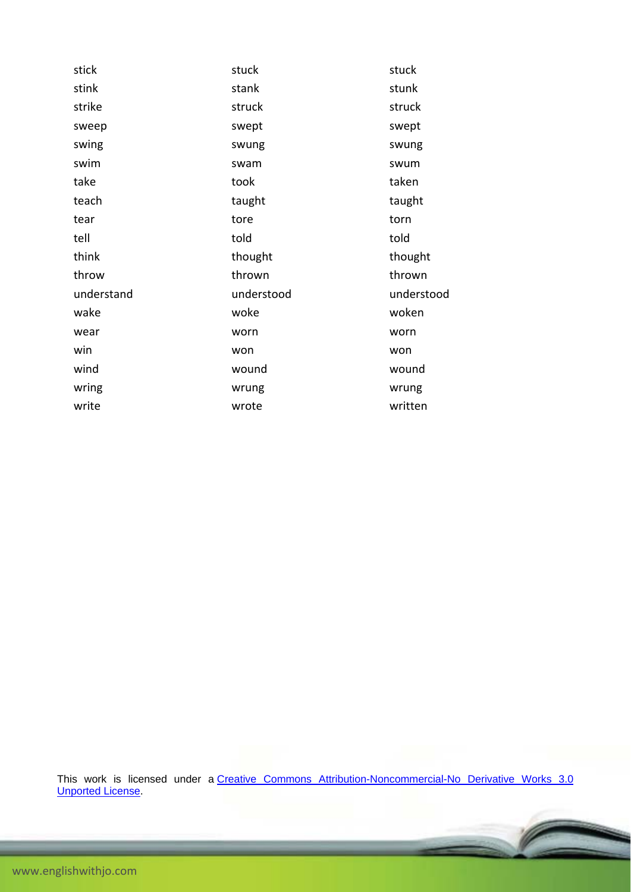| | | |
|---|---|---|
| stick | stuck | stuck |
| stink | stank | stunk |
| strike | struck | struck |
| sweep | swept | swept |
| swing | swung | swung |
| swim | swam | swum |
| take | took | taken |
| teach | taught | taught |
| tear | tore | torn |
| tell | told | told |
| think | thought | thought |
| throw | thrown | thrown |
| understand | understood | understood |
| wake | woke | woken |
| wear | worn | worn |
| win | won | won |
| wind | wound | wound |
| wring | wrung | wrung |
| write | wrote | written |

This work is licensed under a Creative Commons Attribution-Noncommercial-No Derivative Works 3.0 Unported License.